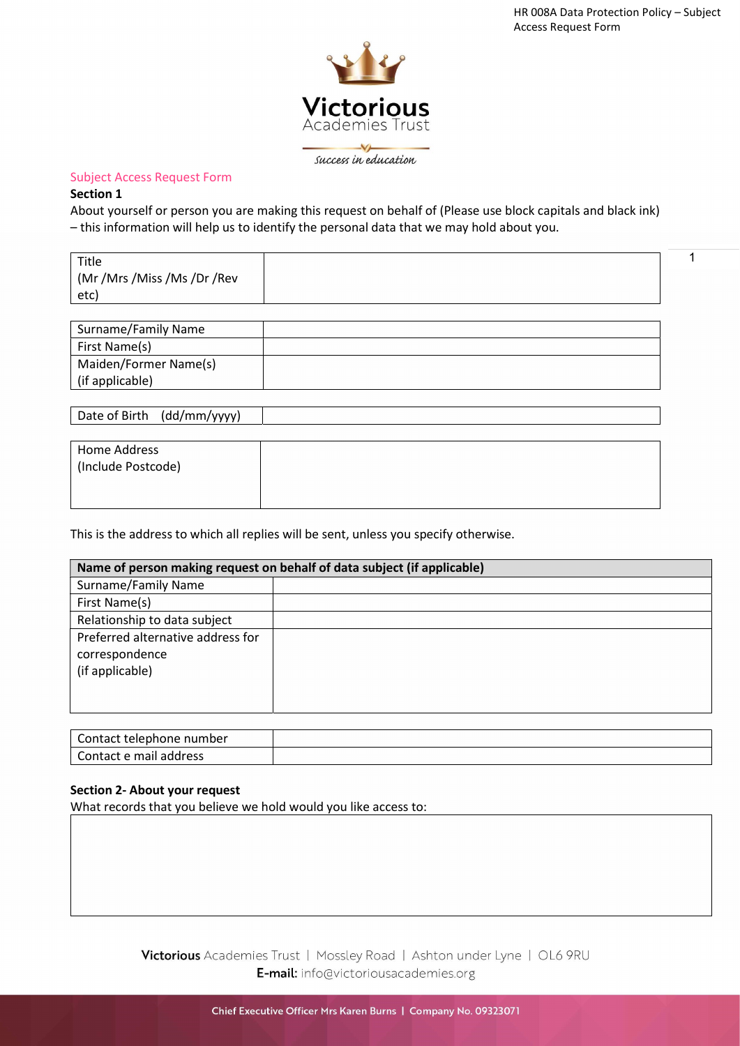## Subject Access Request Form

### Section 1

About yourself or person you are making this request on behalf of (Please use block capitals and black ink) – this information will help us to identify the personal data that we may hold about you.

| Title (Mr /Mrs /Miss /Ms /Dr /Rev etc) | |
|---|---|

| Surname/Family Name | |
|---|---|
| First Name(s) | |
| Maiden/Former Name(s) (if applicable) | |

| Date of Birth (dd/mm/yyyy) | |
|---|---|

| Home Address (Include Postcode) | |
|---|---|

This is the address to which all replies will be sent, unless you specify otherwise.

| **Name of person making request on behalf of data subject (if applicable)** | |
|---|---|
| Surname/Family Name | |
| First Name(s) | |
| Relationship to data subject | |
| Preferred alternative address for correspondence (if applicable) | |

| Contact telephone number | |
|---|---|
| Contact e mail address | |

### Section 2- About your request

What records that you believe we hold would you like access to:

| |
|---|
| |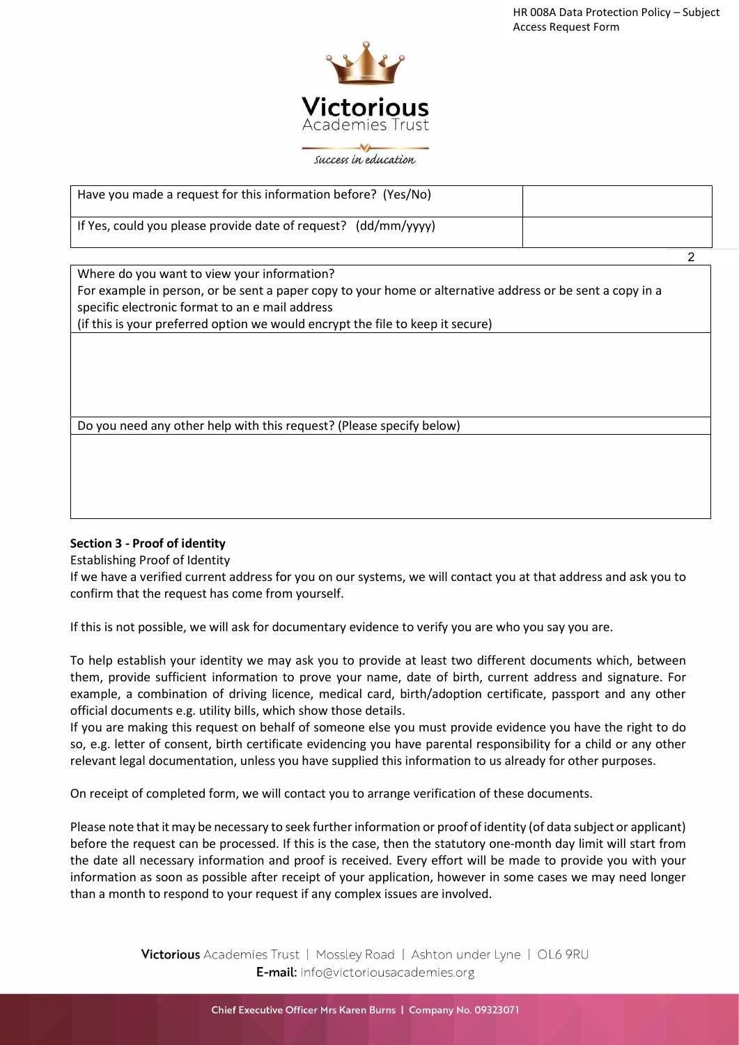| Have you made a request for this information before? (Yes/No) | |
| --- | --- |
| If Yes, could you please provide date of request? (dd/mm/yyyy) | |

| Where do you want to view your information? For example in person, or be sent a paper copy to your home or alternative address or be sent a copy in a specific electronic format to an e mail address (if this is your preferred option we would encrypt the file to keep it secure) |
| --- |
| |

| Do you need any other help with this request? (Please specify below) |
| --- |
| |

**Section 3 - Proof of identity**

Establishing Proof of Identity

If we have a verified current address for you on our systems, we will contact you at that address and ask you to confirm that the request has come from yourself.

If this is not possible, we will ask for documentary evidence to verify you are who you say you are.

To help establish your identity we may ask you to provide at least two different documents which, between them, provide sufficient information to prove your name, date of birth, current address and signature. For example, a combination of driving licence, medical card, birth/adoption certificate, passport and any other official documents e.g. utility bills, which show those details.

If you are making this request on behalf of someone else you must provide evidence you have the right to do so, e.g. letter of consent, birth certificate evidencing you have parental responsibility for a child or any other relevant legal documentation, unless you have supplied this information to us already for other purposes.

On receipt of completed form, we will contact you to arrange verification of these documents.

Please note that it may be necessary to seek further information or proof of identity (of data subject or applicant) before the request can be processed. If this is the case, then the statutory one-month day limit will start from the date all necessary information and proof is received. Every effort will be made to provide you with your information as soon as possible after receipt of your application, however in some cases we may need longer than a month to respond to your request if any complex issues are involved.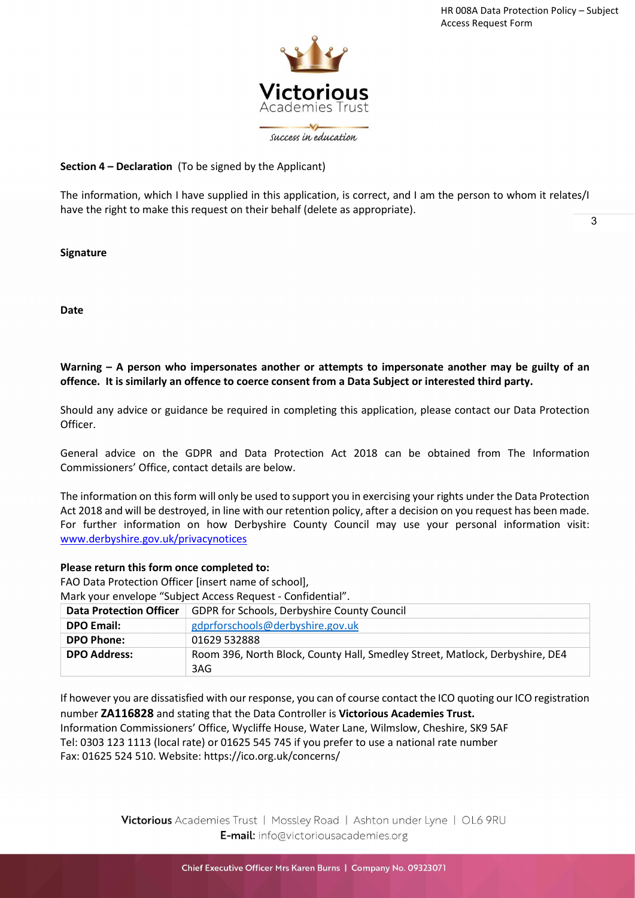**Section 4 – Declaration** (To be signed by the Applicant)

The information, which I have supplied in this application, is correct, and I am the person to whom it relates/I have the right to make this request on their behalf (delete as appropriate).

**Signature**

**Date**

**Warning – A person who impersonates another or attempts to impersonate another may be guilty of an offence. It is similarly an offence to coerce consent from a Data Subject or interested third party.**

Should any advice or guidance be required in completing this application, please contact our Data Protection Officer.

General advice on the GDPR and Data Protection Act 2018 can be obtained from The Information Commissioners' Office, contact details are below.

The information on this form will only be used to support you in exercising your rights under the Data Protection Act 2018 and will be destroyed, in line with our retention policy, after a decision on you request has been made. For further information on how Derbyshire County Council may use your personal information visit: www.derbyshire.gov.uk/privacynotices

**Please return this form once completed to:**

FAO Data Protection Officer [insert name of school],

Mark your envelope "Subject Access Request - Confidential".

| | |
|---|---|
| **Data Protection Officer** | GDPR for Schools, Derbyshire County Council |
| **DPO Email:** | gdprforschools@derbyshire.gov.uk |
| **DPO Phone:** | 01629 532888 |
| **DPO Address:** | Room 396, North Block, County Hall, Smedley Street, Matlock, Derbyshire, DE4 3AG |

If however you are dissatisfied with our response, you can of course contact the ICO quoting our ICO registration number **ZA116828** and stating that the Data Controller is **Victorious Academies Trust.**

Information Commissioners' Office, Wycliffe House, Water Lane, Wilmslow, Cheshire, SK9 5AF

Tel: 0303 123 1113 (local rate) or 01625 545 745 if you prefer to use a national rate number

Fax: 01625 524 510. Website: https://ico.org.uk/concerns/